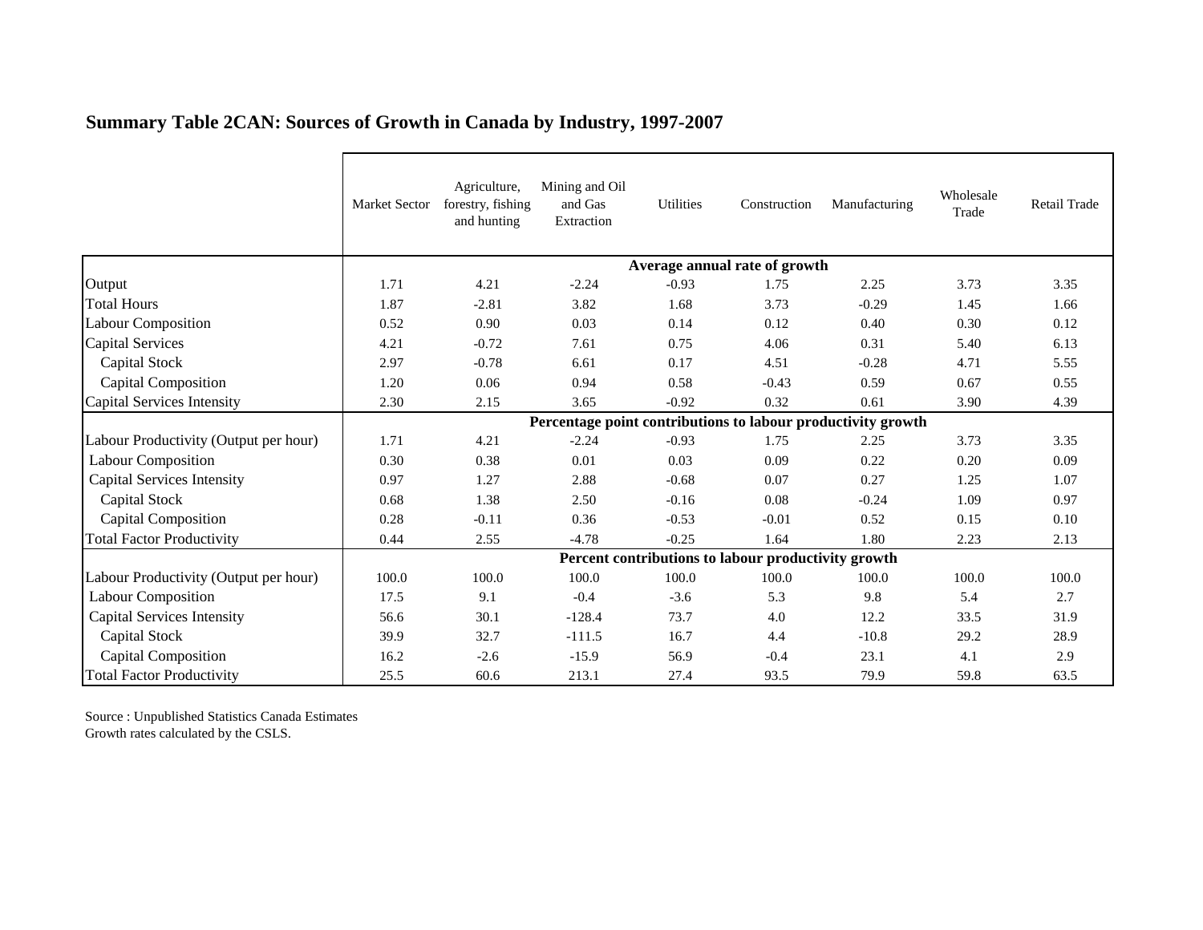## Summary Table 2CAN: Sources of Growth in Canada by Industry, 1997-2007

| | Market Sector | Agriculture, forestry, fishing and hunting | Mining and Oil and Gas Extraction | Utilities | Construction | Manufacturing | Wholesale Trade | Retail Trade |
|---|---|---|---|---|---|---|---|---|
| | **Average annual rate of growth** | | | | | | | |
| Output | 1.71 | 4.21 | -2.24 | -0.93 | 1.75 | 2.25 | 3.73 | 3.35 |
| Total Hours | 1.87 | -2.81 | 3.82 | 1.68 | 3.73 | -0.29 | 1.45 | 1.66 |
| Labour Composition | 0.52 | 0.90 | 0.03 | 0.14 | 0.12 | 0.40 | 0.30 | 0.12 |
| Capital Services | 4.21 | -0.72 | 7.61 | 0.75 | 4.06 | 0.31 | 5.40 | 6.13 |
| Capital Stock | 2.97 | -0.78 | 6.61 | 0.17 | 4.51 | -0.28 | 4.71 | 5.55 |
| Capital Composition | 1.20 | 0.06 | 0.94 | 0.58 | -0.43 | 0.59 | 0.67 | 0.55 |
| Capital Services Intensity | 2.30 | 2.15 | 3.65 | -0.92 | 0.32 | 0.61 | 3.90 | 4.39 |
| | **Percentage point contributions to labour productivity growth** | | | | | | | |
| Labour Productivity (Output per hour) | 1.71 | 4.21 | -2.24 | -0.93 | 1.75 | 2.25 | 3.73 | 3.35 |
| Labour Composition | 0.30 | 0.38 | 0.01 | 0.03 | 0.09 | 0.22 | 0.20 | 0.09 |
| Capital Services Intensity | 0.97 | 1.27 | 2.88 | -0.68 | 0.07 | 0.27 | 1.25 | 1.07 |
| Capital Stock | 0.68 | 1.38 | 2.50 | -0.16 | 0.08 | -0.24 | 1.09 | 0.97 |
| Capital Composition | 0.28 | -0.11 | 0.36 | -0.53 | -0.01 | 0.52 | 0.15 | 0.10 |
| Total Factor Productivity | 0.44 | 2.55 | -4.78 | -0.25 | 1.64 | 1.80 | 2.23 | 2.13 |
| | **Percent contributions to labour productivity growth** | | | | | | | |
| Labour Productivity (Output per hour) | 100.0 | 100.0 | 100.0 | 100.0 | 100.0 | 100.0 | 100.0 | 100.0 |
| Labour Composition | 17.5 | 9.1 | -0.4 | -3.6 | 5.3 | 9.8 | 5.4 | 2.7 |
| Capital Services Intensity | 56.6 | 30.1 | -128.4 | 73.7 | 4.0 | 12.2 | 33.5 | 31.9 |
| Capital Stock | 39.9 | 32.7 | -111.5 | 16.7 | 4.4 | -10.8 | 29.2 | 28.9 |
| Capital Composition | 16.2 | -2.6 | -15.9 | 56.9 | -0.4 | 23.1 | 4.1 | 2.9 |
| Total Factor Productivity | 25.5 | 60.6 | 213.1 | 27.4 | 93.5 | 79.9 | 59.8 | 63.5 |

Source : Unpublished Statistics Canada Estimates
Growth rates calculated by the CSLS.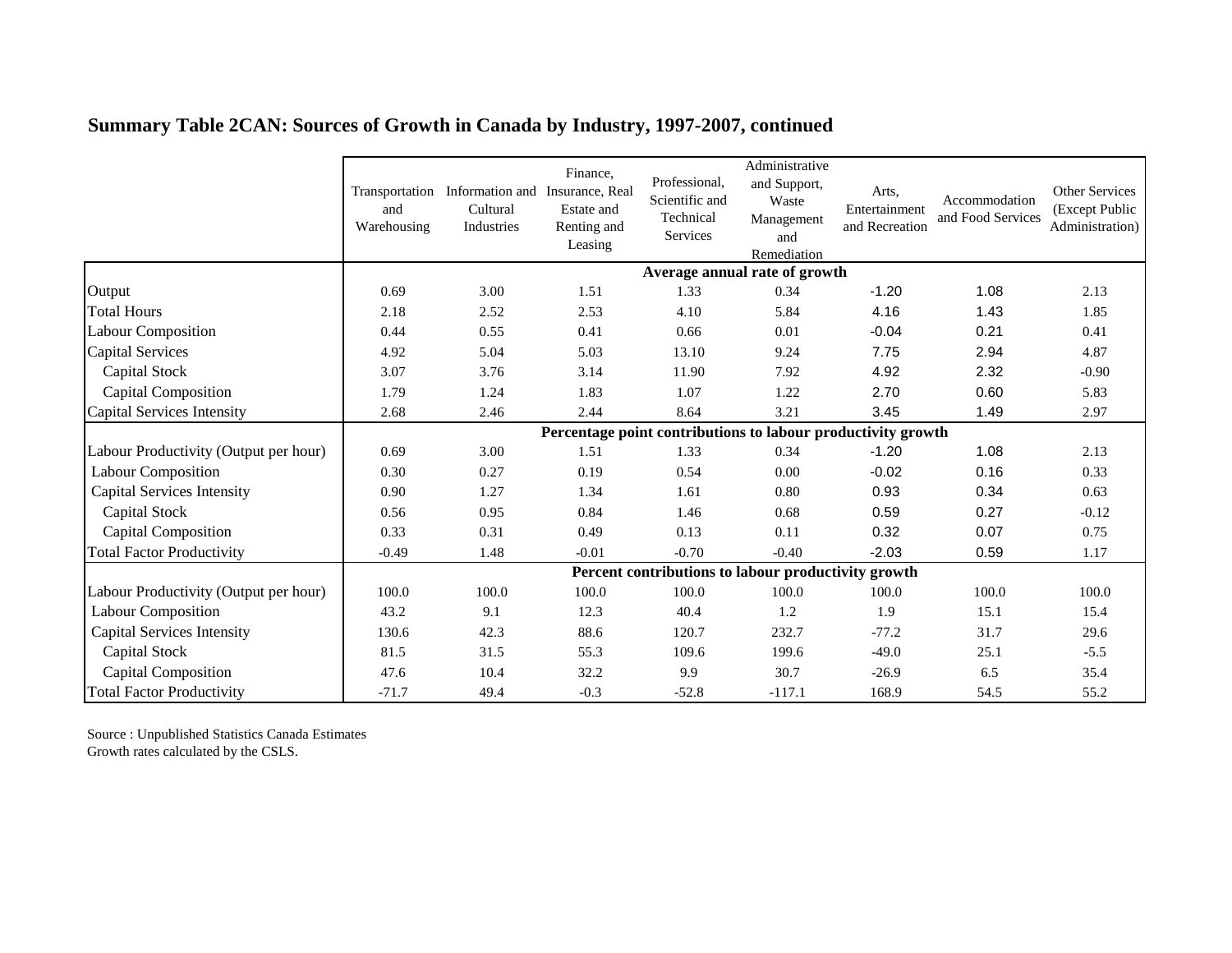## Summary Table 2CAN: Sources of Growth in Canada by Industry, 1997-2007, continued

| | Transportation and Warehousing | Information and Cultural Industries | Finance, Insurance, Real Estate and Renting and Leasing | Professional, Scientific and Technical Services | Administrative and Support, Waste Management and Remediation | Arts, Entertainment and Recreation | Accommodation and Food Services | Other Services (Except Public Administration) |
|---|---|---|---|---|---|---|---|---|
| | **Average annual rate of growth** | | | | | | | |
| Output | 0.69 | 3.00 | 1.51 | 1.33 | 0.34 | -1.20 | 1.08 | 2.13 |
| Total Hours | 2.18 | 2.52 | 2.53 | 4.10 | 5.84 | 4.16 | 1.43 | 1.85 |
| Labour Composition | 0.44 | 0.55 | 0.41 | 0.66 | 0.01 | -0.04 | 0.21 | 0.41 |
| Capital Services | 4.92 | 5.04 | 5.03 | 13.10 | 9.24 | 7.75 | 2.94 | 4.87 |
| Capital Stock | 3.07 | 3.76 | 3.14 | 11.90 | 7.92 | 4.92 | 2.32 | -0.90 |
| Capital Composition | 1.79 | 1.24 | 1.83 | 1.07 | 1.22 | 2.70 | 0.60 | 5.83 |
| Capital Services Intensity | 2.68 | 2.46 | 2.44 | 8.64 | 3.21 | 3.45 | 1.49 | 2.97 |
| | **Percentage point contributions to labour productivity growth** | | | | | | | |
| Labour Productivity (Output per hour) | 0.69 | 3.00 | 1.51 | 1.33 | 0.34 | -1.20 | 1.08 | 2.13 |
| Labour Composition | 0.30 | 0.27 | 0.19 | 0.54 | 0.00 | -0.02 | 0.16 | 0.33 |
| Capital Services Intensity | 0.90 | 1.27 | 1.34 | 1.61 | 0.80 | 0.93 | 0.34 | 0.63 |
| Capital Stock | 0.56 | 0.95 | 0.84 | 1.46 | 0.68 | 0.59 | 0.27 | -0.12 |
| Capital Composition | 0.33 | 0.31 | 0.49 | 0.13 | 0.11 | 0.32 | 0.07 | 0.75 |
| Total Factor Productivity | -0.49 | 1.48 | -0.01 | -0.70 | -0.40 | -2.03 | 0.59 | 1.17 |
| | **Percent contributions to labour productivity growth** | | | | | | | |
| Labour Productivity (Output per hour) | 100.0 | 100.0 | 100.0 | 100.0 | 100.0 | 100.0 | 100.0 | 100.0 |
| Labour Composition | 43.2 | 9.1 | 12.3 | 40.4 | 1.2 | 1.9 | 15.1 | 15.4 |
| Capital Services Intensity | 130.6 | 42.3 | 88.6 | 120.7 | 232.7 | -77.2 | 31.7 | 29.6 |
| Capital Stock | 81.5 | 31.5 | 55.3 | 109.6 | 199.6 | -49.0 | 25.1 | -5.5 |
| Capital Composition | 47.6 | 10.4 | 32.2 | 9.9 | 30.7 | -26.9 | 6.5 | 35.4 |
| Total Factor Productivity | -71.7 | 49.4 | -0.3 | -52.8 | -117.1 | 168.9 | 54.5 | 55.2 |

Source : Unpublished Statistics Canada Estimates
Growth rates calculated by the CSLS.